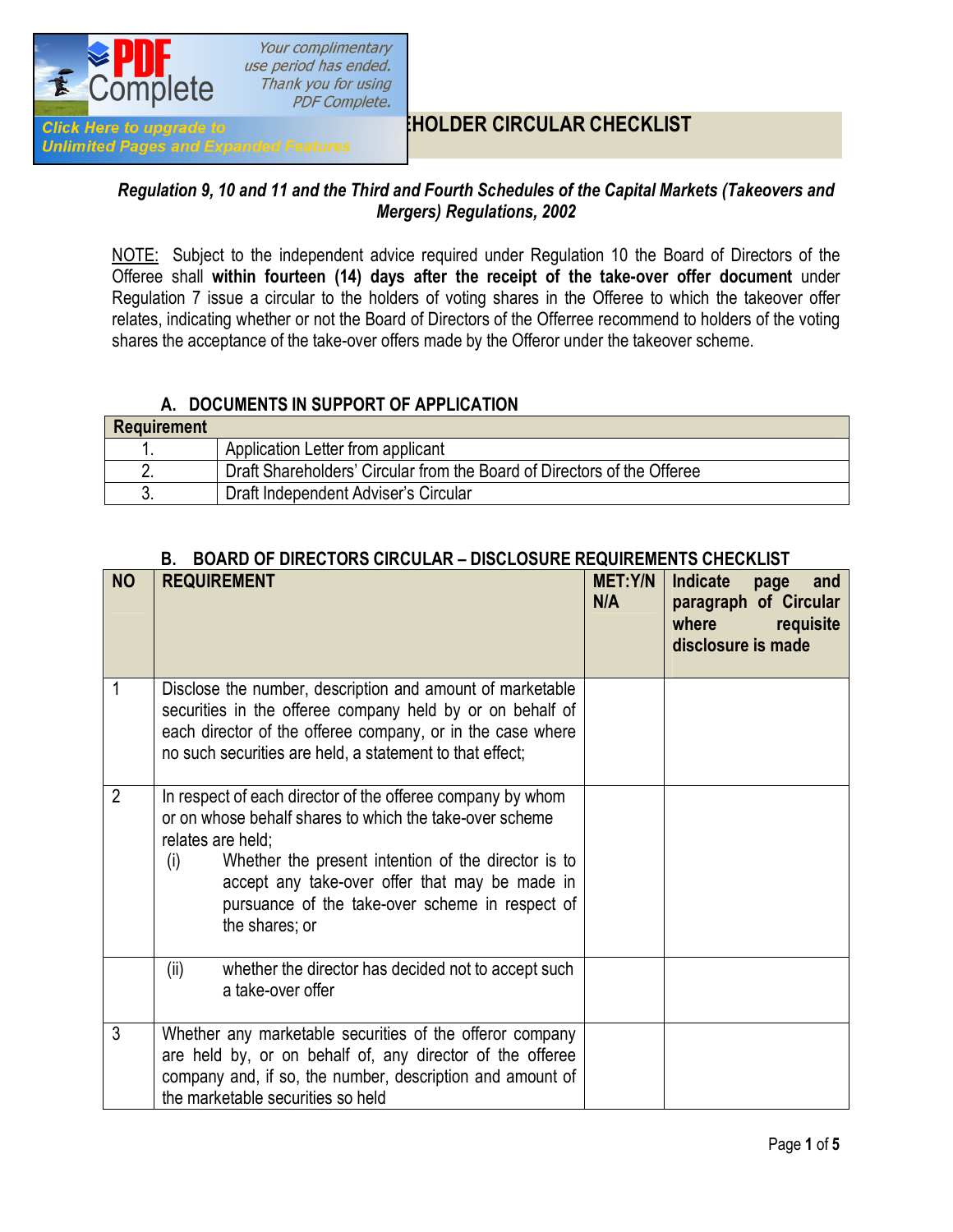# HOLDER CIRCULAR CHECKLIST

***Regulation 9, 10 and 11 and the Third and Fourth Schedules of the Capital Markets (Takeovers and Mergers) Regulations, 2002***

NOTE: Subject to the independent advice required under Regulation 10 the Board of Directors of the Offeree shall **within fourteen (14) days after the receipt of the take-over offer document** under Regulation 7 issue a circular to the holders of voting shares in the Offeree to which the takeover offer relates, indicating whether or not the Board of Directors of the Offerree recommend to holders of the voting shares the acceptance of the take-over offers made by the Offeror under the takeover scheme.

## A. DOCUMENTS IN SUPPORT OF APPLICATION

| Requirement | |
|---|---|
| 1. | Application Letter from applicant |
| 2. | Draft Shareholders' Circular from the Board of Directors of the Offeree |
| 3. | Draft Independent Adviser's Circular |

## B. BOARD OF DIRECTORS CIRCULAR – DISCLOSURE REQUIREMENTS CHECKLIST

| NO | REQUIREMENT | MET:Y/N N/A | Indicate page and paragraph of Circular where requisite disclosure is made |
|---|---|---|---|
| 1 | Disclose the number, description and amount of marketable securities in the offeree company held by or on behalf of each director of the offeree company, or in the case where no such securities are held, a statement to that effect; | | |
| 2 | In respect of each director of the offeree company by whom or on whose behalf shares to which the take-over scheme relates are held; (i) Whether the present intention of the director is to accept any take-over offer that may be made in pursuance of the take-over scheme in respect of the shares; or | | |
| | (ii) whether the director has decided not to accept such a take-over offer | | |
| 3 | Whether any marketable securities of the offeror company are held by, or on behalf of, any director of the offeree company and, if so, the number, description and amount of the marketable securities so held | | |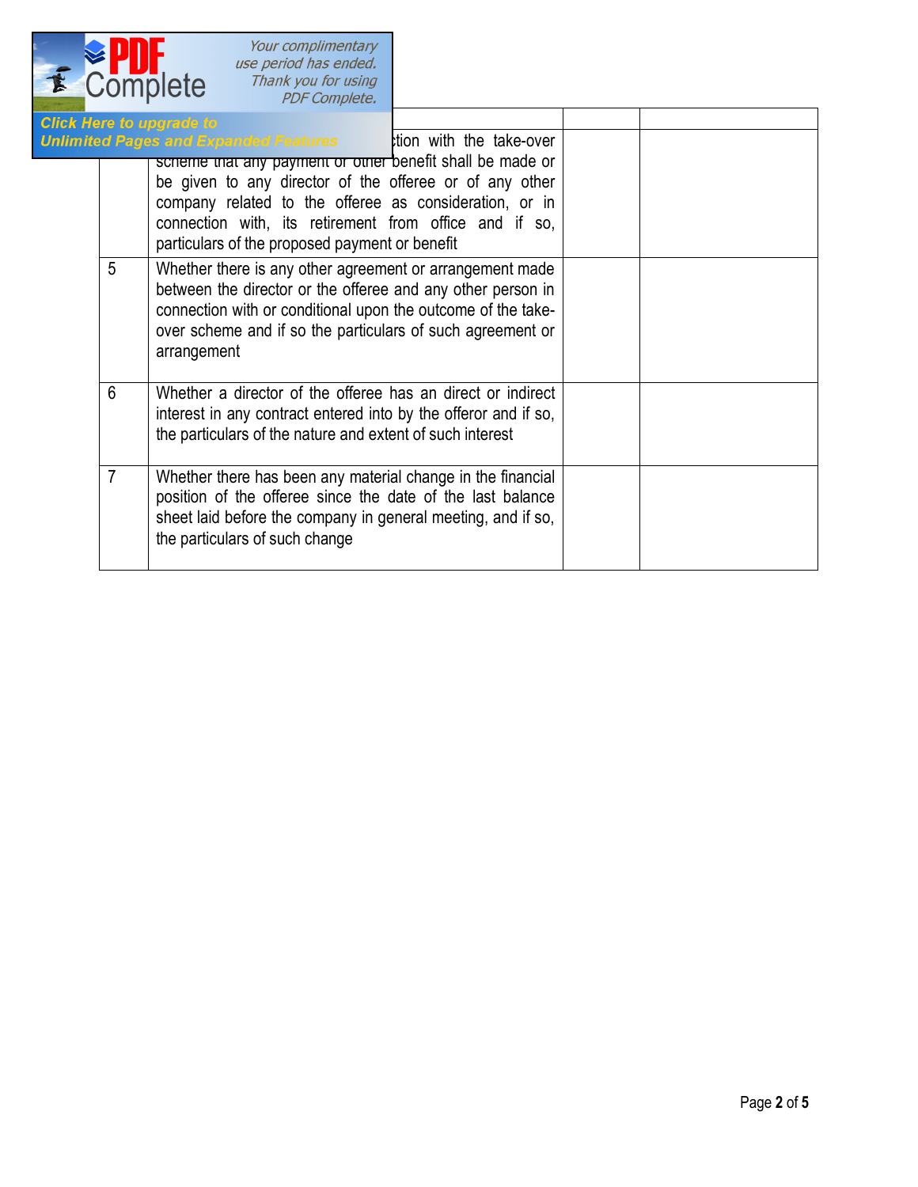| | | | |
|---|---|---|---|
| | ...ction with the take-over scheme that any payment or other benefit shall be made or be given to any director of the offeree or of any other company related to the offeree as consideration, or in connection with, its retirement from office and if so, particulars of the proposed payment or benefit | | |
| 5 | Whether there is any other agreement or arrangement made between the director or the offeree and any other person in connection with or conditional upon the outcome of the take-over scheme and if so the particulars of such agreement or arrangement | | |
| 6 | Whether a director of the offeree has an direct or indirect interest in any contract entered into by the offeror and if so, the particulars of the nature and extent of such interest | | |
| 7 | Whether there has been any material change in the financial position of the offeree since the date of the last balance sheet laid before the company in general meeting, and if so, the particulars of such change | | |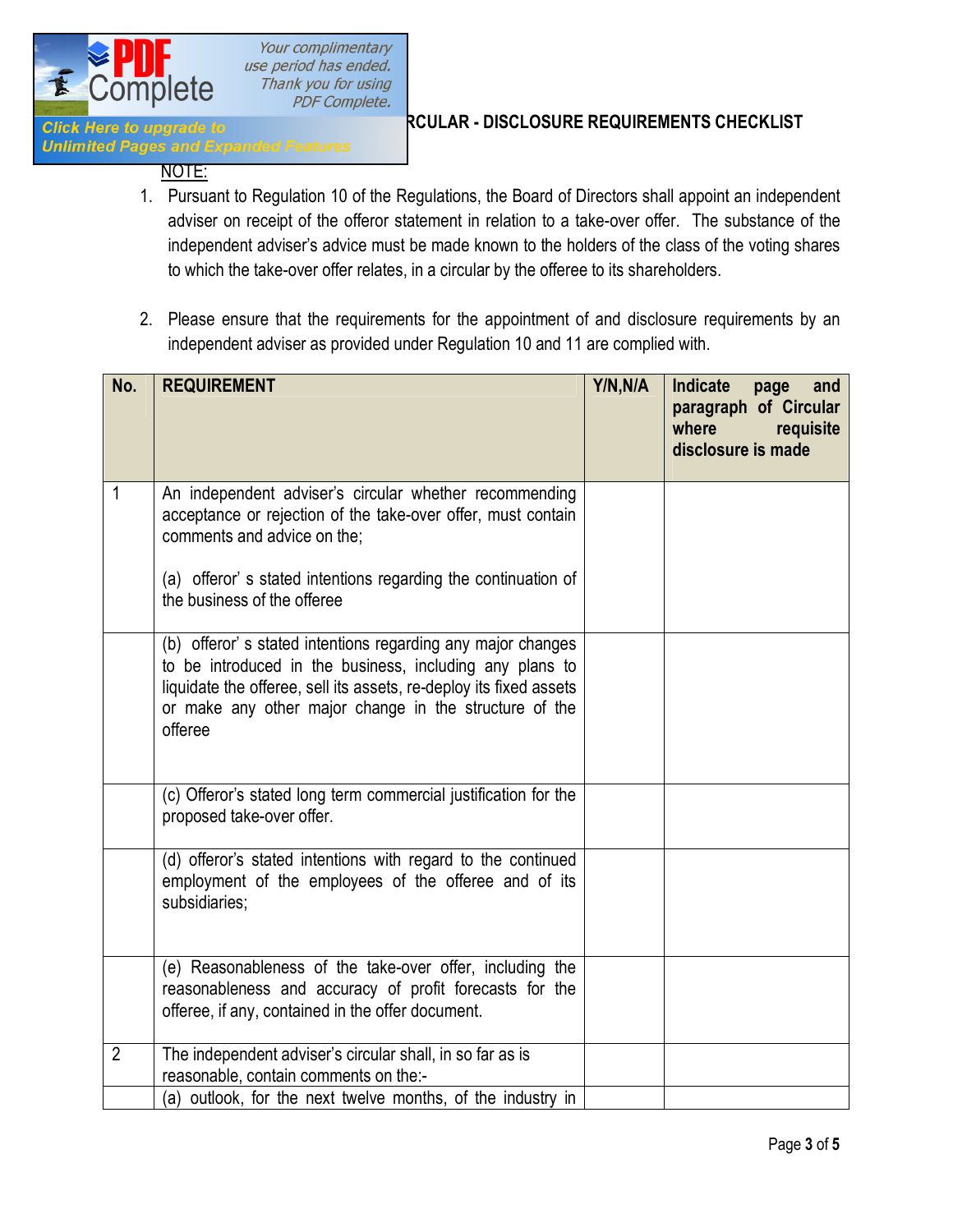## CIRCULAR - DISCLOSURE REQUIREMENTS CHECKLIST

NOTE:

1. Pursuant to Regulation 10 of the Regulations, the Board of Directors shall appoint an independent adviser on receipt of the offeror statement in relation to a take-over offer. The substance of the independent adviser's advice must be made known to the holders of the class of the voting shares to which the take-over offer relates, in a circular by the offeree to its shareholders.

2. Please ensure that the requirements for the appointment of and disclosure requirements by an independent adviser as provided under Regulation 10 and 11 are complied with.

| No. | REQUIREMENT | Y/N,N/A | Indicate page and paragraph of Circular where requisite disclosure is made |
|---|---|---|---|
| 1 | An independent adviser's circular whether recommending acceptance or rejection of the take-over offer, must contain comments and advice on the;<br><br>(a) offeror' s stated intentions regarding the continuation of the business of the offeree | | |
| | (b) offeror' s stated intentions regarding any major changes to be introduced in the business, including any plans to liquidate the offeree, sell its assets, re-deploy its fixed assets or make any other major change in the structure of the offeree | | |
| | (c) Offeror's stated long term commercial justification for the proposed take-over offer. | | |
| | (d) offeror's stated intentions with regard to the continued employment of the employees of the offeree and of its subsidiaries; | | |
| | (e) Reasonableness of the take-over offer, including the reasonableness and accuracy of profit forecasts for the offeree, if any, contained in the offer document. | | |
| 2 | The independent adviser's circular shall, in so far as is reasonable, contain comments on the:- | | |
| | (a) outlook, for the next twelve months, of the industry in | | |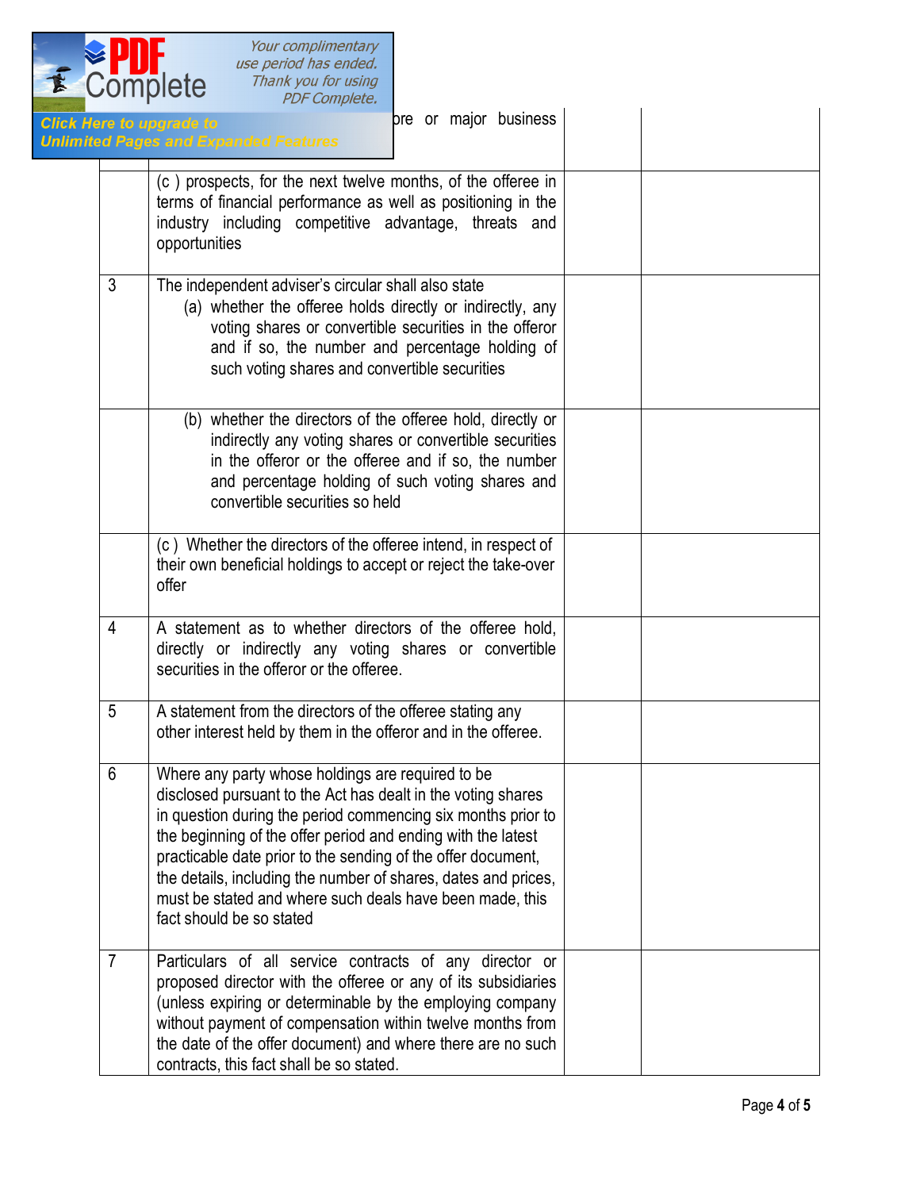| | | | |
|---|---|---|---|
| | ...ore or major business | | |
| | (c ) prospects, for the next twelve months, of the offeree in terms of financial performance as well as positioning in the industry including competitive advantage, threats and opportunities | | |
| 3 | The independent adviser's circular shall also state<br>(a) whether the offeree holds directly or indirectly, any voting shares or convertible securities in the offeror and if so, the number and percentage holding of such voting shares and convertible securities | | |
| | (b) whether the directors of the offeree hold, directly or indirectly any voting shares or convertible securities in the offeror or the offeree and if so, the number and percentage holding of such voting shares and convertible securities so held | | |
| | (c ) Whether the directors of the offeree intend, in respect of their own beneficial holdings to accept or reject the take-over offer | | |
| 4 | A statement as to whether directors of the offeree hold, directly or indirectly any voting shares or convertible securities in the offeror or the offeree. | | |
| 5 | A statement from the directors of the offeree stating any other interest held by them in the offeror and in the offeree. | | |
| 6 | Where any party whose holdings are required to be disclosed pursuant to the Act has dealt in the voting shares in question during the period commencing six months prior to the beginning of the offer period and ending with the latest practicable date prior to the sending of the offer document, the details, including the number of shares, dates and prices, must be stated and where such deals have been made, this fact should be so stated | | |
| 7 | Particulars of all service contracts of any director or proposed director with the offeree or any of its subsidiaries (unless expiring or determinable by the employing company without payment of compensation within twelve months from the date of the offer document) and where there are no such contracts, this fact shall be so stated. | | |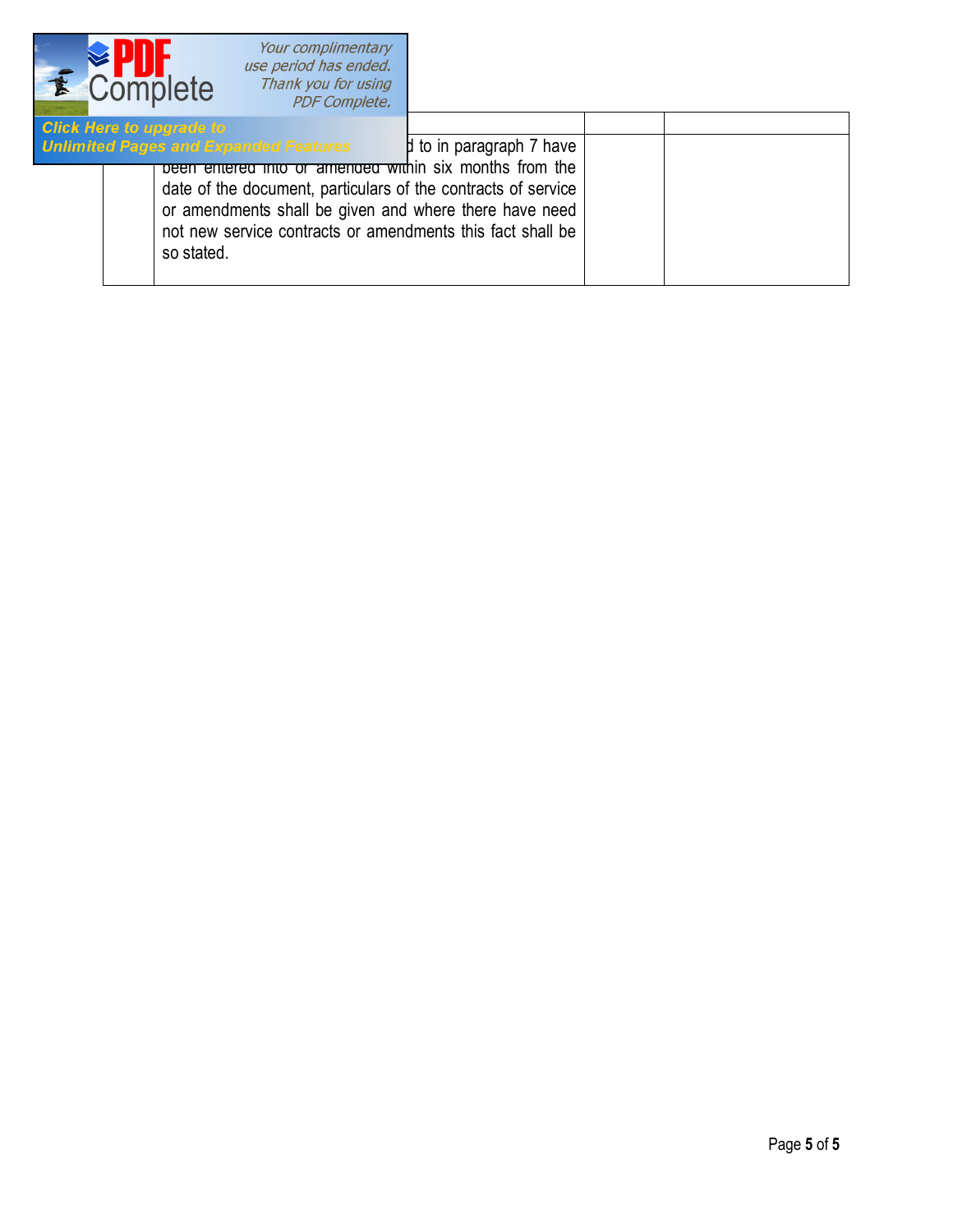| | | | |
|---|---|---|---|
| | d to in paragraph 7 have been entered into or amended within six months from the date of the document, particulars of the contracts of service or amendments shall be given and where there have need not new service contracts or amendments this fact shall be so stated. | | |